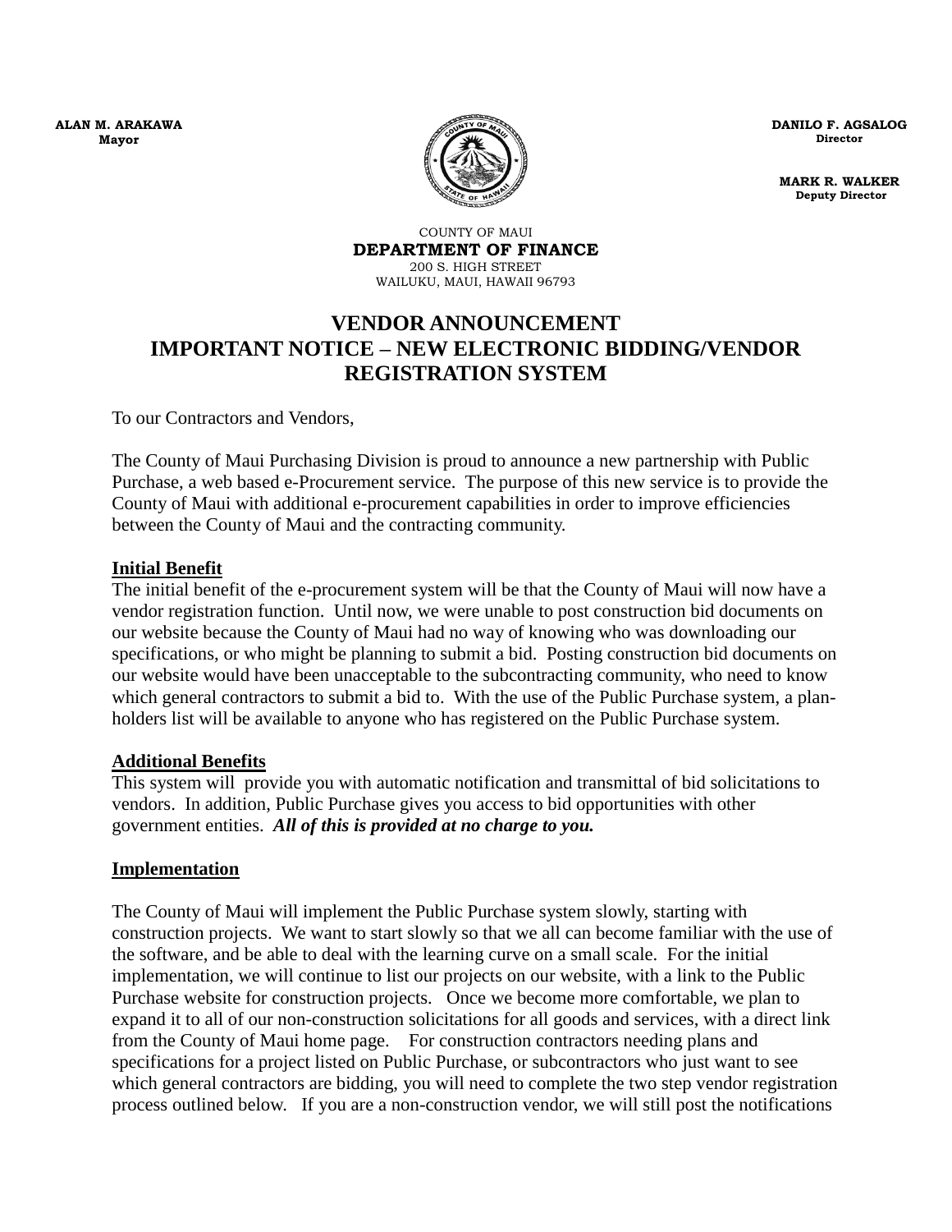**ALAN M. ARAKAWA**
**Mayor**

**DANILO F. AGSALOG**
**Director**

**MARK R. WALKER**
**Deputy Director**

COUNTY OF MAUI
**DEPARTMENT OF FINANCE**
200 S. HIGH STREET
WAILUKU, MAUI, HAWAII 96793

# VENDOR ANNOUNCEMENT
# IMPORTANT NOTICE – NEW ELECTRONIC BIDDING/VENDOR REGISTRATION SYSTEM

To our Contractors and Vendors,

The County of Maui Purchasing Division is proud to announce a new partnership with Public Purchase, a web based e-Procurement service. The purpose of this new service is to provide the County of Maui with additional e-procurement capabilities in order to improve efficiencies between the County of Maui and the contracting community.

**Initial Benefit**

The initial benefit of the e-procurement system will be that the County of Maui will now have a vendor registration function. Until now, we were unable to post construction bid documents on our website because the County of Maui had no way of knowing who was downloading our specifications, or who might be planning to submit a bid. Posting construction bid documents on our website would have been unacceptable to the subcontracting community, who need to know which general contractors to submit a bid to. With the use of the Public Purchase system, a plan-holders list will be available to anyone who has registered on the Public Purchase system.

**Additional Benefits**

This system will provide you with automatic notification and transmittal of bid solicitations to vendors. In addition, Public Purchase gives you access to bid opportunities with other government entities. ***All of this is provided at no charge to you.***

**Implementation**

The County of Maui will implement the Public Purchase system slowly, starting with construction projects. We want to start slowly so that we all can become familiar with the use of the software, and be able to deal with the learning curve on a small scale. For the initial implementation, we will continue to list our projects on our website, with a link to the Public Purchase website for construction projects. Once we become more comfortable, we plan to expand it to all of our non-construction solicitations for all goods and services, with a direct link from the County of Maui home page. For construction contractors needing plans and specifications for a project listed on Public Purchase, or subcontractors who just want to see which general contractors are bidding, you will need to complete the two step vendor registration process outlined below. If you are a non-construction vendor, we will still post the notifications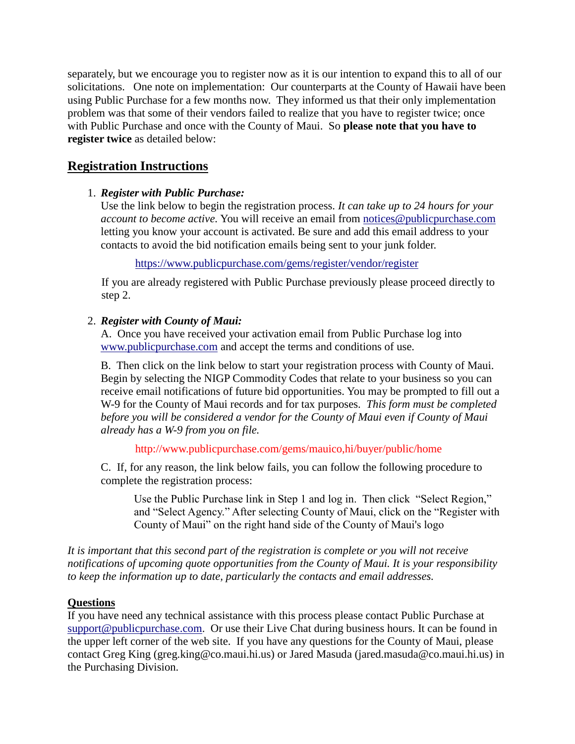separately, but we encourage you to register now as it is our intention to expand this to all of our solicitations. One note on implementation: Our counterparts at the County of Hawaii have been using Public Purchase for a few months now. They informed us that their only implementation problem was that some of their vendors failed to realize that you have to register twice; once with Public Purchase and once with the County of Maui. So **please note that you have to register twice** as detailed below:

## Registration Instructions

1. ***Register with Public Purchase:***
   Use the link below to begin the registration process. *It can take up to 24 hours for your account to become active.* You will receive an email from notices@publicpurchase.com letting you know your account is activated. Be sure and add this email address to your contacts to avoid the bid notification emails being sent to your junk folder.

   https://www.publicpurchase.com/gems/register/vendor/register

   If you are already registered with Public Purchase previously please proceed directly to step 2.

2. ***Register with County of Maui:***
   A. Once you have received your activation email from Public Purchase log into www.publicpurchase.com and accept the terms and conditions of use.

   B. Then click on the link below to start your registration process with County of Maui. Begin by selecting the NIGP Commodity Codes that relate to your business so you can receive email notifications of future bid opportunities. You may be prompted to fill out a W-9 for the County of Maui records and for tax purposes. *This form must be completed before you will be considered a vendor for the County of Maui even if County of Maui already has a W-9 from you on file.*

   http://www.publicpurchase.com/gems/mauico,hi/buyer/public/home

   C. If, for any reason, the link below fails, you can follow the following procedure to complete the registration process:

   > Use the Public Purchase link in Step 1 and log in. Then click "Select Region," and "Select Agency." After selecting County of Maui, click on the "Register with County of Maui" on the right hand side of the County of Maui's logo

*It is important that this second part of the registration is complete or you will not receive notifications of upcoming quote opportunities from the County of Maui. It is your responsibility to keep the information up to date, particularly the contacts and email addresses.*

**Questions**

If you have need any technical assistance with this process please contact Public Purchase at support@publicpurchase.com. Or use their Live Chat during business hours. It can be found in the upper left corner of the web site. If you have any questions for the County of Maui, please contact Greg King (greg.king@co.maui.hi.us) or Jared Masuda (jared.masuda@co.maui.hi.us) in the Purchasing Division.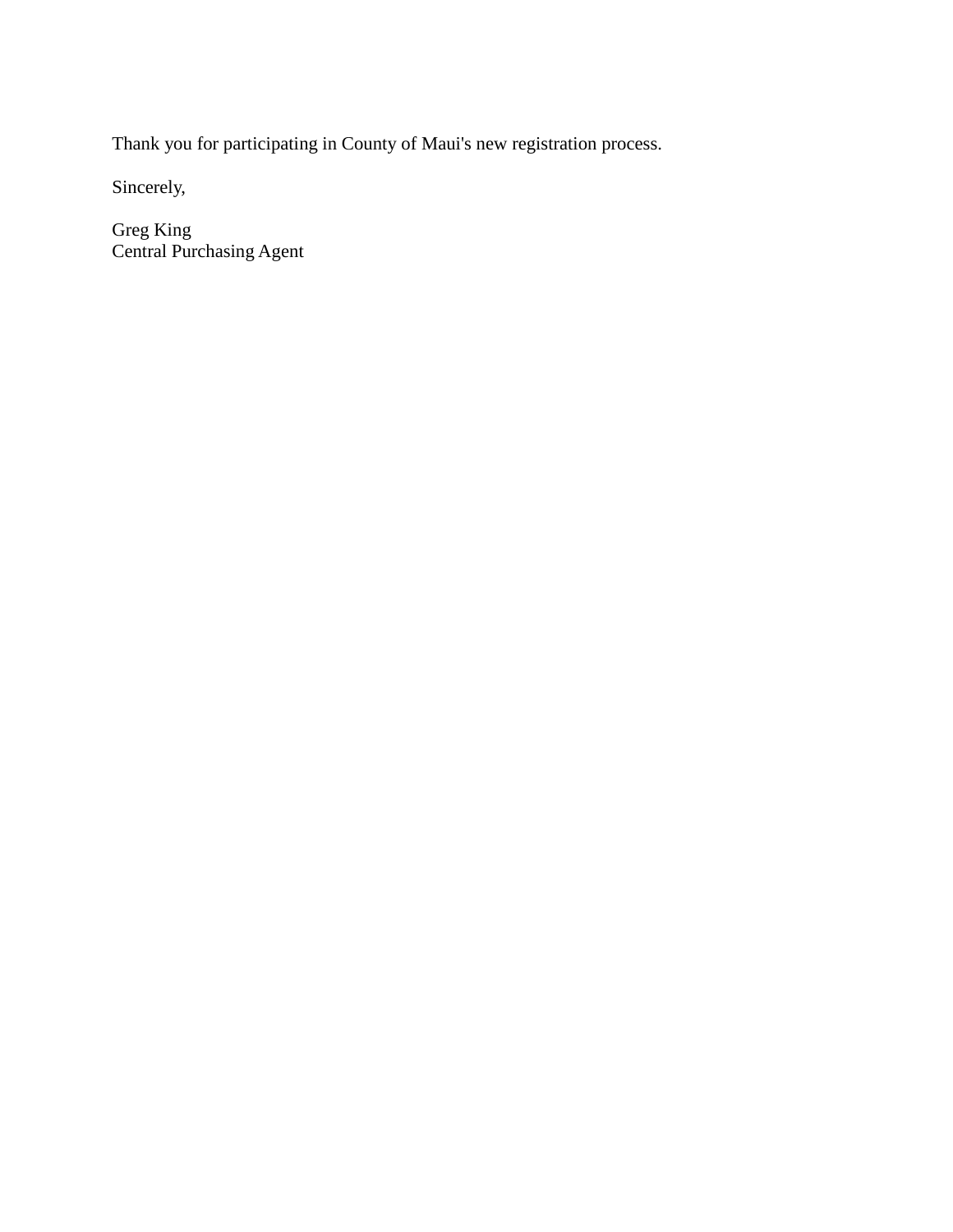Thank you for participating in County of Maui's new registration process.

Sincerely,

Greg King
Central Purchasing Agent